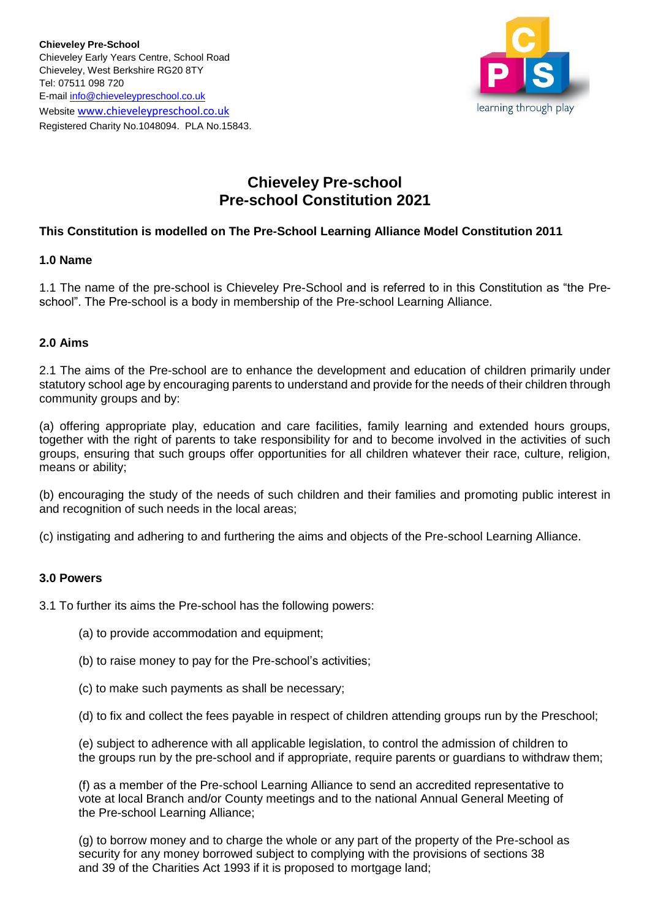**Chieveley Pre-School**
Chieveley Early Years Centre, School Road
Chieveley, West Berkshire RG20 8TY
Tel: 07511 098 720
E-mail info@chieveleypreschool.co.uk
Website www.chieveleypreschool.co.uk
Registered Charity No.1048094. PLA No.15843.

learning through play

# Chieveley Pre-school
# Pre-school Constitution 2021

**This Constitution is modelled on The Pre-School Learning Alliance Model Constitution 2011**

## 1.0 Name

1.1 The name of the pre-school is Chieveley Pre-School and is referred to in this Constitution as "the Pre-school". The Pre-school is a body in membership of the Pre-school Learning Alliance.

## 2.0 Aims

2.1 The aims of the Pre-school are to enhance the development and education of children primarily under statutory school age by encouraging parents to understand and provide for the needs of their children through community groups and by:

(a) offering appropriate play, education and care facilities, family learning and extended hours groups, together with the right of parents to take responsibility for and to become involved in the activities of such groups, ensuring that such groups offer opportunities for all children whatever their race, culture, religion, means or ability;

(b) encouraging the study of the needs of such children and their families and promoting public interest in and recognition of such needs in the local areas;

(c) instigating and adhering to and furthering the aims and objects of the Pre-school Learning Alliance.

## 3.0 Powers

3.1 To further its aims the Pre-school has the following powers:

(a) to provide accommodation and equipment;

(b) to raise money to pay for the Pre-school's activities;

(c) to make such payments as shall be necessary;

(d) to fix and collect the fees payable in respect of children attending groups run by the Preschool;

(e) subject to adherence with all applicable legislation, to control the admission of children to the groups run by the pre-school and if appropriate, require parents or guardians to withdraw them;

(f) as a member of the Pre-school Learning Alliance to send an accredited representative to vote at local Branch and/or County meetings and to the national Annual General Meeting of the Pre-school Learning Alliance;

(g) to borrow money and to charge the whole or any part of the property of the Pre-school as security for any money borrowed subject to complying with the provisions of sections 38 and 39 of the Charities Act 1993 if it is proposed to mortgage land;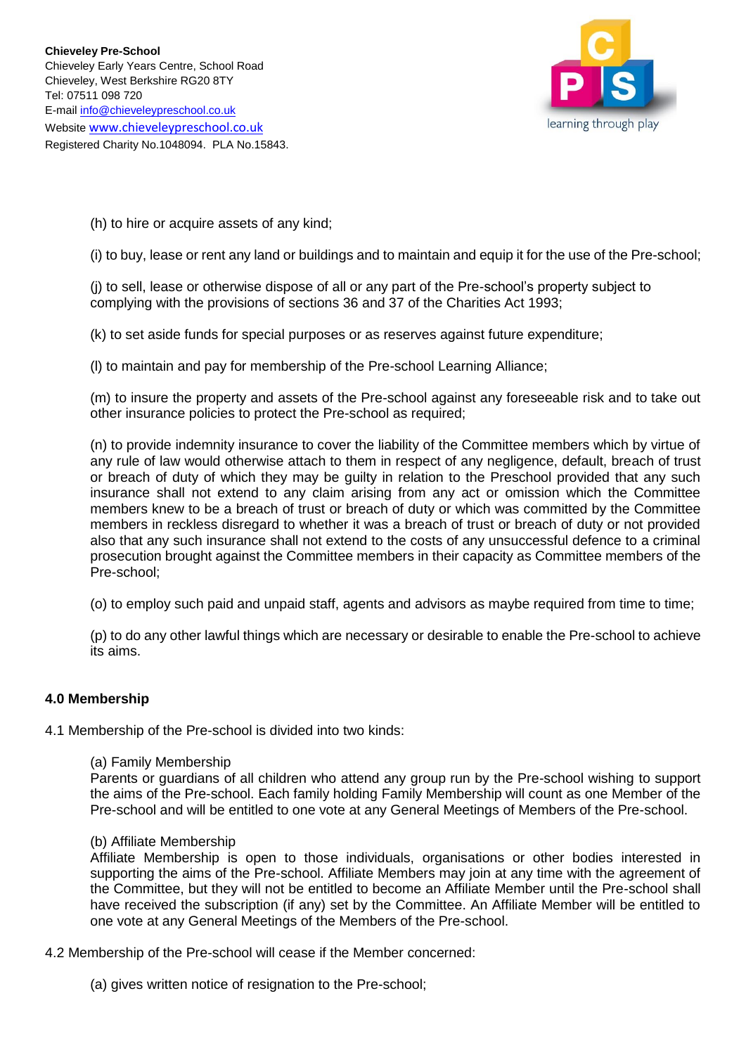(h) to hire or acquire assets of any kind;

(i) to buy, lease or rent any land or buildings and to maintain and equip it for the use of the Pre-school;

(j) to sell, lease or otherwise dispose of all or any part of the Pre-school's property subject to complying with the provisions of sections 36 and 37 of the Charities Act 1993;

(k) to set aside funds for special purposes or as reserves against future expenditure;

(l) to maintain and pay for membership of the Pre-school Learning Alliance;

(m) to insure the property and assets of the Pre-school against any foreseeable risk and to take out other insurance policies to protect the Pre-school as required;

(n) to provide indemnity insurance to cover the liability of the Committee members which by virtue of any rule of law would otherwise attach to them in respect of any negligence, default, breach of trust or breach of duty of which they may be guilty in relation to the Preschool provided that any such insurance shall not extend to any claim arising from any act or omission which the Committee members knew to be a breach of trust or breach of duty or which was committed by the Committee members in reckless disregard to whether it was a breach of trust or breach of duty or not provided also that any such insurance shall not extend to the costs of any unsuccessful defence to a criminal prosecution brought against the Committee members in their capacity as Committee members of the Pre-school;

(o) to employ such paid and unpaid staff, agents and advisors as maybe required from time to time;

(p) to do any other lawful things which are necessary or desirable to enable the Pre-school to achieve its aims.

## 4.0 Membership

4.1 Membership of the Pre-school is divided into two kinds:

(a) Family Membership
Parents or guardians of all children who attend any group run by the Pre-school wishing to support the aims of the Pre-school. Each family holding Family Membership will count as one Member of the Pre-school and will be entitled to one vote at any General Meetings of Members of the Pre-school.

(b) Affiliate Membership
Affiliate Membership is open to those individuals, organisations or other bodies interested in supporting the aims of the Pre-school. Affiliate Members may join at any time with the agreement of the Committee, but they will not be entitled to become an Affiliate Member until the Pre-school shall have received the subscription (if any) set by the Committee. An Affiliate Member will be entitled to one vote at any General Meetings of the Members of the Pre-school.

4.2 Membership of the Pre-school will cease if the Member concerned:

(a) gives written notice of resignation to the Pre-school;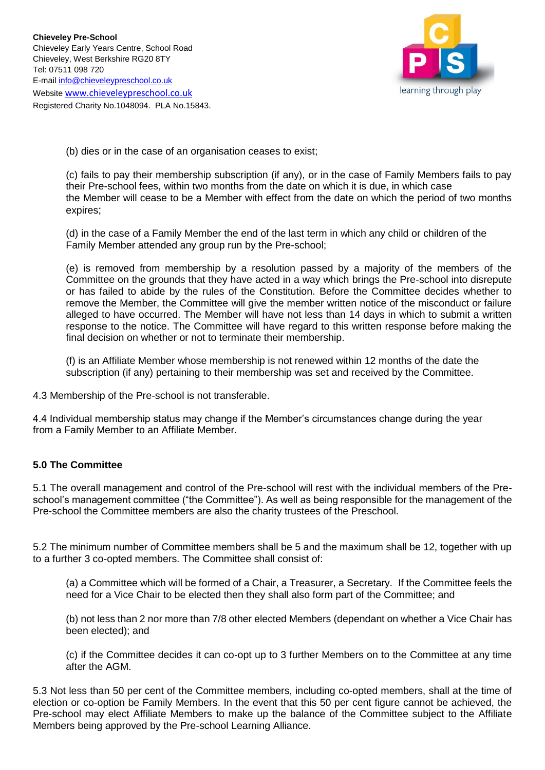(b) dies or in the case of an organisation ceases to exist;

(c) fails to pay their membership subscription (if any), or in the case of Family Members fails to pay their Pre-school fees, within two months from the date on which it is due, in which case the Member will cease to be a Member with effect from the date on which the period of two months expires;

(d) in the case of a Family Member the end of the last term in which any child or children of the Family Member attended any group run by the Pre-school;

(e) is removed from membership by a resolution passed by a majority of the members of the Committee on the grounds that they have acted in a way which brings the Pre-school into disrepute or has failed to abide by the rules of the Constitution. Before the Committee decides whether to remove the Member, the Committee will give the member written notice of the misconduct or failure alleged to have occurred. The Member will have not less than 14 days in which to submit a written response to the notice. The Committee will have regard to this written response before making the final decision on whether or not to terminate their membership.

(f) is an Affiliate Member whose membership is not renewed within 12 months of the date the subscription (if any) pertaining to their membership was set and received by the Committee.

4.3 Membership of the Pre-school is not transferable.

4.4 Individual membership status may change if the Member's circumstances change during the year from a Family Member to an Affiliate Member.

**5.0 The Committee**

5.1 The overall management and control of the Pre-school will rest with the individual members of the Pre-school's management committee ("the Committee"). As well as being responsible for the management of the Pre-school the Committee members are also the charity trustees of the Preschool.

5.2 The minimum number of Committee members shall be 5 and the maximum shall be 12, together with up to a further 3 co-opted members. The Committee shall consist of:

(a) a Committee which will be formed of a Chair, a Treasurer, a Secretary. If the Committee feels the need for a Vice Chair to be elected then they shall also form part of the Committee; and

(b) not less than 2 nor more than 7/8 other elected Members (dependant on whether a Vice Chair has been elected); and

(c) if the Committee decides it can co-opt up to 3 further Members on to the Committee at any time after the AGM.

5.3 Not less than 50 per cent of the Committee members, including co-opted members, shall at the time of election or co-option be Family Members. In the event that this 50 per cent figure cannot be achieved, the Pre-school may elect Affiliate Members to make up the balance of the Committee subject to the Affiliate Members being approved by the Pre-school Learning Alliance.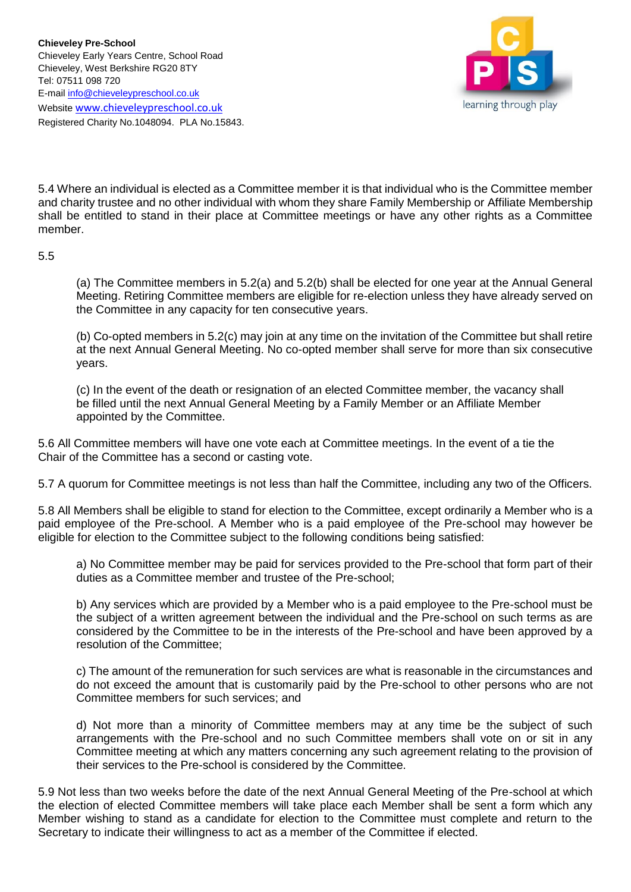5.4 Where an individual is elected as a Committee member it is that individual who is the Committee member and charity trustee and no other individual with whom they share Family Membership or Affiliate Membership shall be entitled to stand in their place at Committee meetings or have any other rights as a Committee member.

5.5

(a) The Committee members in 5.2(a) and 5.2(b) shall be elected for one year at the Annual General Meeting. Retiring Committee members are eligible for re-election unless they have already served on the Committee in any capacity for ten consecutive years.

(b) Co-opted members in 5.2(c) may join at any time on the invitation of the Committee but shall retire at the next Annual General Meeting. No co-opted member shall serve for more than six consecutive years.

(c) In the event of the death or resignation of an elected Committee member, the vacancy shall be filled until the next Annual General Meeting by a Family Member or an Affiliate Member appointed by the Committee.

5.6 All Committee members will have one vote each at Committee meetings. In the event of a tie the Chair of the Committee has a second or casting vote.

5.7 A quorum for Committee meetings is not less than half the Committee, including any two of the Officers.

5.8 All Members shall be eligible to stand for election to the Committee, except ordinarily a Member who is a paid employee of the Pre-school. A Member who is a paid employee of the Pre-school may however be eligible for election to the Committee subject to the following conditions being satisfied:

a) No Committee member may be paid for services provided to the Pre-school that form part of their duties as a Committee member and trustee of the Pre-school;

b) Any services which are provided by a Member who is a paid employee to the Pre-school must be the subject of a written agreement between the individual and the Pre-school on such terms as are considered by the Committee to be in the interests of the Pre-school and have been approved by a resolution of the Committee;

c) The amount of the remuneration for such services are what is reasonable in the circumstances and do not exceed the amount that is customarily paid by the Pre-school to other persons who are not Committee members for such services; and

d) Not more than a minority of Committee members may at any time be the subject of such arrangements with the Pre-school and no such Committee members shall vote on or sit in any Committee meeting at which any matters concerning any such agreement relating to the provision of their services to the Pre-school is considered by the Committee.

5.9 Not less than two weeks before the date of the next Annual General Meeting of the Pre-school at which the election of elected Committee members will take place each Member shall be sent a form which any Member wishing to stand as a candidate for election to the Committee must complete and return to the Secretary to indicate their willingness to act as a member of the Committee if elected.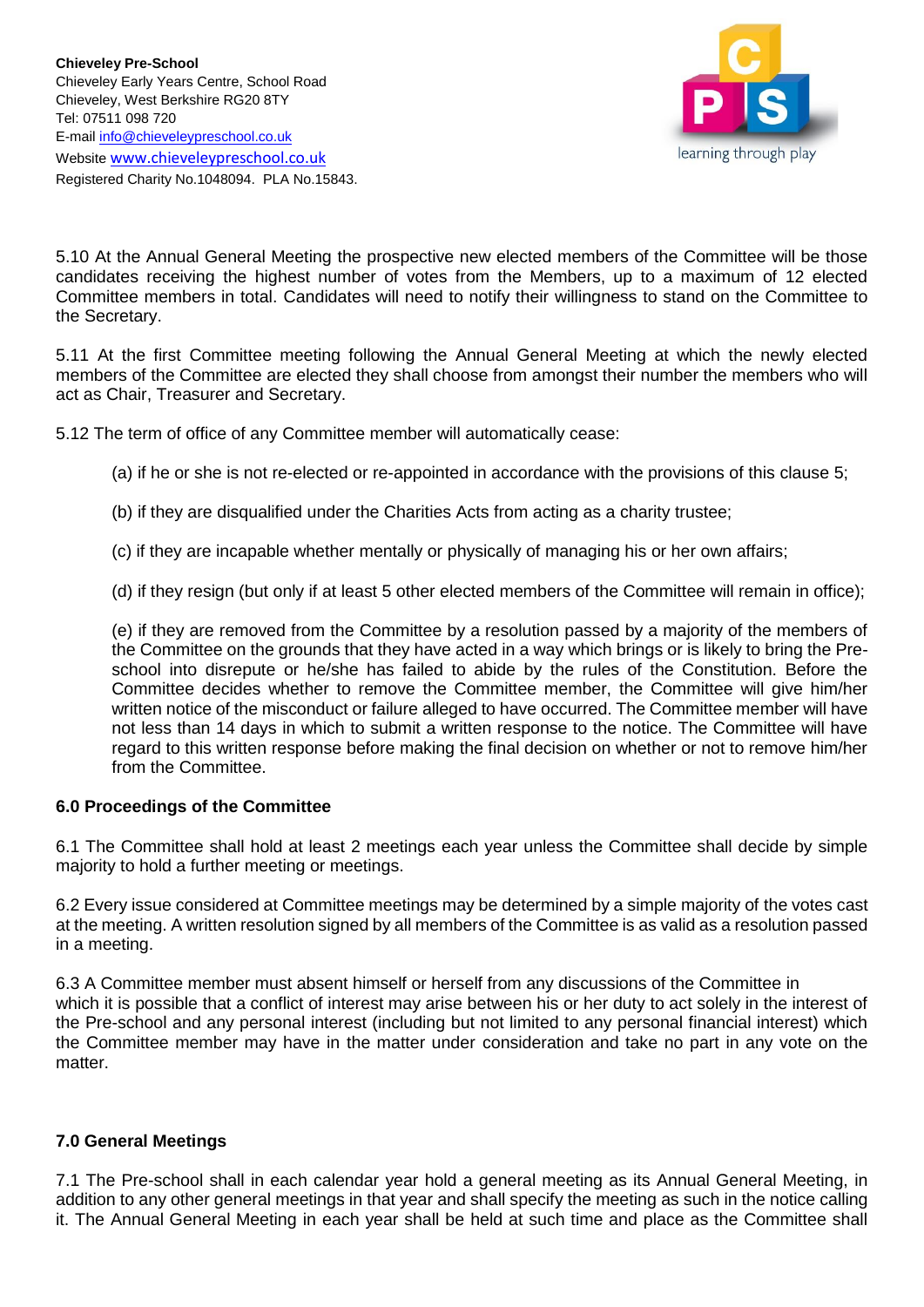5.10 At the Annual General Meeting the prospective new elected members of the Committee will be those candidates receiving the highest number of votes from the Members, up to a maximum of 12 elected Committee members in total. Candidates will need to notify their willingness to stand on the Committee to the Secretary.

5.11 At the first Committee meeting following the Annual General Meeting at which the newly elected members of the Committee are elected they shall choose from amongst their number the members who will act as Chair, Treasurer and Secretary.

5.12 The term of office of any Committee member will automatically cease:

(a) if he or she is not re-elected or re-appointed in accordance with the provisions of this clause 5;

(b) if they are disqualified under the Charities Acts from acting as a charity trustee;

(c) if they are incapable whether mentally or physically of managing his or her own affairs;

(d) if they resign (but only if at least 5 other elected members of the Committee will remain in office);

(e) if they are removed from the Committee by a resolution passed by a majority of the members of the Committee on the grounds that they have acted in a way which brings or is likely to bring the Pre-school into disrepute or he/she has failed to abide by the rules of the Constitution. Before the Committee decides whether to remove the Committee member, the Committee will give him/her written notice of the misconduct or failure alleged to have occurred. The Committee member will have not less than 14 days in which to submit a written response to the notice. The Committee will have regard to this written response before making the final decision on whether or not to remove him/her from the Committee.

### 6.0 Proceedings of the Committee

6.1 The Committee shall hold at least 2 meetings each year unless the Committee shall decide by simple majority to hold a further meeting or meetings.

6.2 Every issue considered at Committee meetings may be determined by a simple majority of the votes cast at the meeting. A written resolution signed by all members of the Committee is as valid as a resolution passed in a meeting.

6.3 A Committee member must absent himself or herself from any discussions of the Committee in which it is possible that a conflict of interest may arise between his or her duty to act solely in the interest of the Pre-school and any personal interest (including but not limited to any personal financial interest) which the Committee member may have in the matter under consideration and take no part in any vote on the matter.

### 7.0 General Meetings

7.1 The Pre-school shall in each calendar year hold a general meeting as its Annual General Meeting, in addition to any other general meetings in that year and shall specify the meeting as such in the notice calling it. The Annual General Meeting in each year shall be held at such time and place as the Committee shall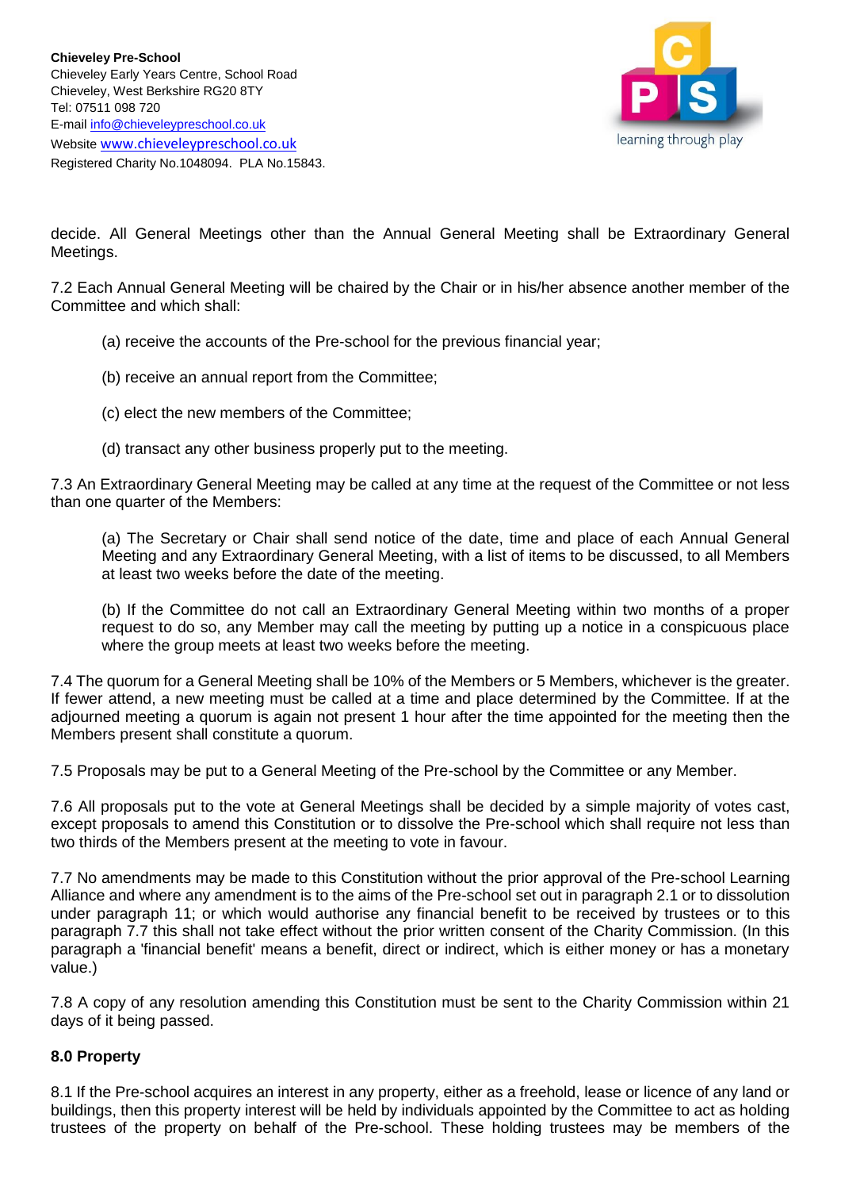decide. All General Meetings other than the Annual General Meeting shall be Extraordinary General Meetings.

7.2 Each Annual General Meeting will be chaired by the Chair or in his/her absence another member of the Committee and which shall:

(a) receive the accounts of the Pre-school for the previous financial year;

(b) receive an annual report from the Committee;

(c) elect the new members of the Committee;

(d) transact any other business properly put to the meeting.

7.3 An Extraordinary General Meeting may be called at any time at the request of the Committee or not less than one quarter of the Members:

(a) The Secretary or Chair shall send notice of the date, time and place of each Annual General Meeting and any Extraordinary General Meeting, with a list of items to be discussed, to all Members at least two weeks before the date of the meeting.

(b) If the Committee do not call an Extraordinary General Meeting within two months of a proper request to do so, any Member may call the meeting by putting up a notice in a conspicuous place where the group meets at least two weeks before the meeting.

7.4 The quorum for a General Meeting shall be 10% of the Members or 5 Members, whichever is the greater. If fewer attend, a new meeting must be called at a time and place determined by the Committee. If at the adjourned meeting a quorum is again not present 1 hour after the time appointed for the meeting then the Members present shall constitute a quorum.

7.5 Proposals may be put to a General Meeting of the Pre-school by the Committee or any Member.

7.6 All proposals put to the vote at General Meetings shall be decided by a simple majority of votes cast, except proposals to amend this Constitution or to dissolve the Pre-school which shall require not less than two thirds of the Members present at the meeting to vote in favour.

7.7 No amendments may be made to this Constitution without the prior approval of the Pre-school Learning Alliance and where any amendment is to the aims of the Pre-school set out in paragraph 2.1 or to dissolution under paragraph 11; or which would authorise any financial benefit to be received by trustees or to this paragraph 7.7 this shall not take effect without the prior written consent of the Charity Commission. (In this paragraph a 'financial benefit' means a benefit, direct or indirect, which is either money or has a monetary value.)

7.8 A copy of any resolution amending this Constitution must be sent to the Charity Commission within 21 days of it being passed.

**8.0 Property**

8.1 If the Pre-school acquires an interest in any property, either as a freehold, lease or licence of any land or buildings, then this property interest will be held by individuals appointed by the Committee to act as holding trustees of the property on behalf of the Pre-school. These holding trustees may be members of the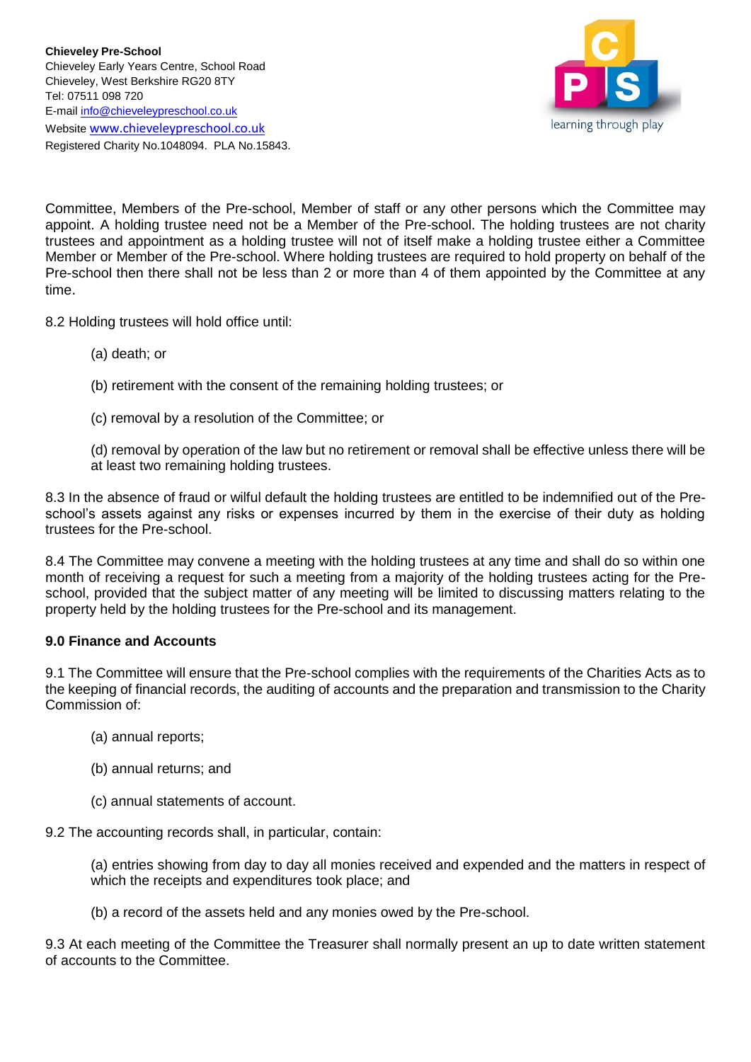Committee, Members of the Pre-school, Member of staff or any other persons which the Committee may appoint. A holding trustee need not be a Member of the Pre-school. The holding trustees are not charity trustees and appointment as a holding trustee will not of itself make a holding trustee either a Committee Member or Member of the Pre-school. Where holding trustees are required to hold property on behalf of the Pre-school then there shall not be less than 2 or more than 4 of them appointed by the Committee at any time.

8.2 Holding trustees will hold office until:

(a) death; or

(b) retirement with the consent of the remaining holding trustees; or

(c) removal by a resolution of the Committee; or

(d) removal by operation of the law but no retirement or removal shall be effective unless there will be at least two remaining holding trustees.

8.3 In the absence of fraud or wilful default the holding trustees are entitled to be indemnified out of the Pre-school's assets against any risks or expenses incurred by them in the exercise of their duty as holding trustees for the Pre-school.

8.4 The Committee may convene a meeting with the holding trustees at any time and shall do so within one month of receiving a request for such a meeting from a majority of the holding trustees acting for the Pre-school, provided that the subject matter of any meeting will be limited to discussing matters relating to the property held by the holding trustees for the Pre-school and its management.

**9.0 Finance and Accounts**

9.1 The Committee will ensure that the Pre-school complies with the requirements of the Charities Acts as to the keeping of financial records, the auditing of accounts and the preparation and transmission to the Charity Commission of:

(a) annual reports;

(b) annual returns; and

(c) annual statements of account.

9.2 The accounting records shall, in particular, contain:

(a) entries showing from day to day all monies received and expended and the matters in respect of which the receipts and expenditures took place; and

(b) a record of the assets held and any monies owed by the Pre-school.

9.3 At each meeting of the Committee the Treasurer shall normally present an up to date written statement of accounts to the Committee.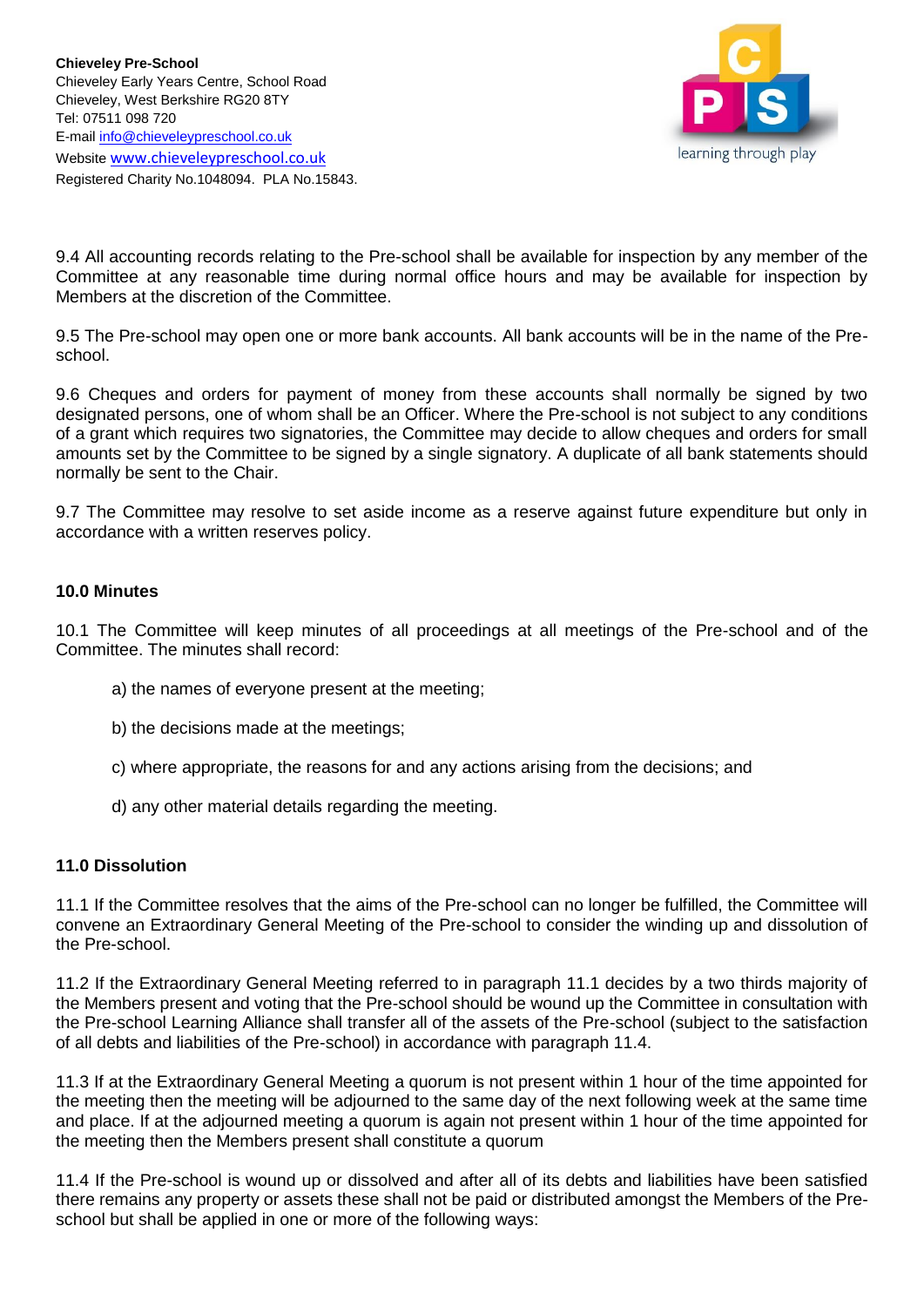9.4 All accounting records relating to the Pre-school shall be available for inspection by any member of the Committee at any reasonable time during normal office hours and may be available for inspection by Members at the discretion of the Committee.

9.5 The Pre-school may open one or more bank accounts. All bank accounts will be in the name of the Pre-school.

9.6 Cheques and orders for payment of money from these accounts shall normally be signed by two designated persons, one of whom shall be an Officer. Where the Pre-school is not subject to any conditions of a grant which requires two signatories, the Committee may decide to allow cheques and orders for small amounts set by the Committee to be signed by a single signatory. A duplicate of all bank statements should normally be sent to the Chair.

9.7 The Committee may resolve to set aside income as a reserve against future expenditure but only in accordance with a written reserves policy.

### 10.0 Minutes

10.1 The Committee will keep minutes of all proceedings at all meetings of the Pre-school and of the Committee. The minutes shall record:

a) the names of everyone present at the meeting;

b) the decisions made at the meetings;

c) where appropriate, the reasons for and any actions arising from the decisions; and

d) any other material details regarding the meeting.

### 11.0 Dissolution

11.1 If the Committee resolves that the aims of the Pre-school can no longer be fulfilled, the Committee will convene an Extraordinary General Meeting of the Pre-school to consider the winding up and dissolution of the Pre-school.

11.2 If the Extraordinary General Meeting referred to in paragraph 11.1 decides by a two thirds majority of the Members present and voting that the Pre-school should be wound up the Committee in consultation with the Pre-school Learning Alliance shall transfer all of the assets of the Pre-school (subject to the satisfaction of all debts and liabilities of the Pre-school) in accordance with paragraph 11.4.

11.3 If at the Extraordinary General Meeting a quorum is not present within 1 hour of the time appointed for the meeting then the meeting will be adjourned to the same day of the next following week at the same time and place. If at the adjourned meeting a quorum is again not present within 1 hour of the time appointed for the meeting then the Members present shall constitute a quorum

11.4 If the Pre-school is wound up or dissolved and after all of its debts and liabilities have been satisfied there remains any property or assets these shall not be paid or distributed amongst the Members of the Pre-school but shall be applied in one or more of the following ways: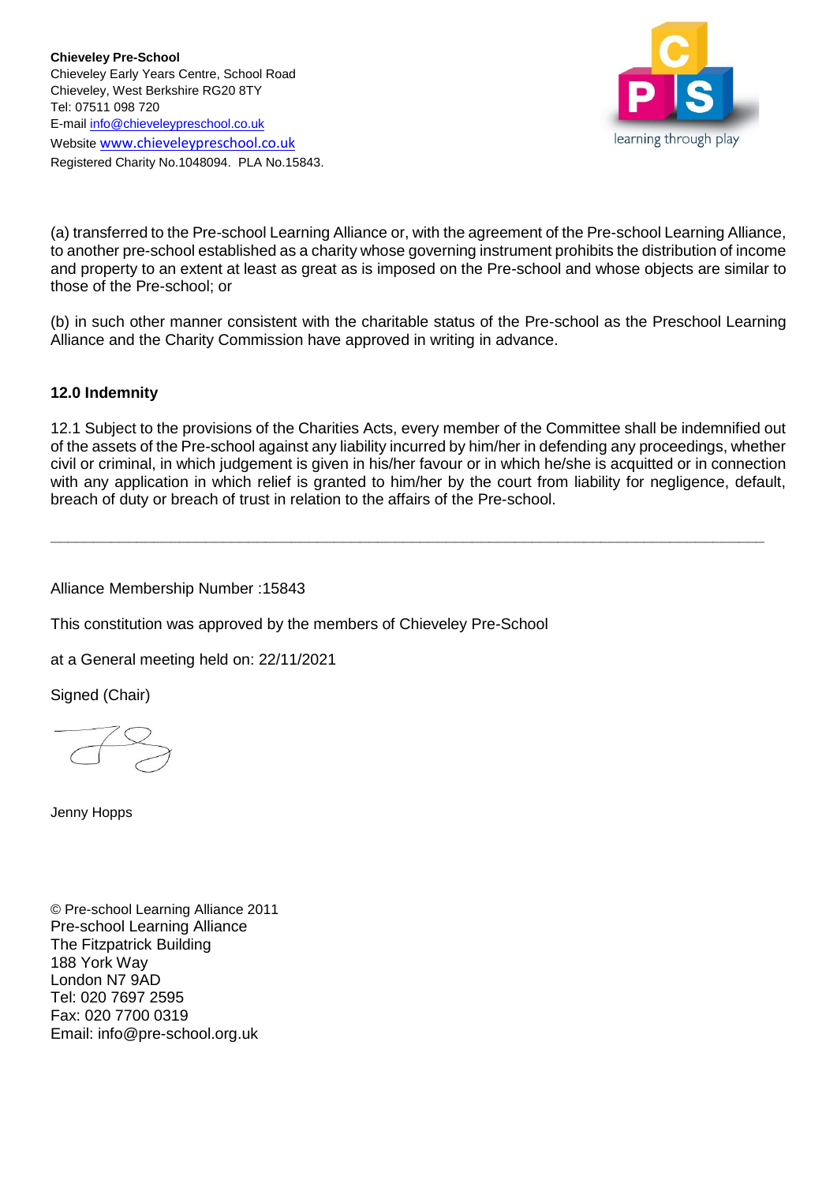**Chieveley Pre-School**
Chieveley Early Years Centre, School Road
Chieveley, West Berkshire RG20 8TY
Tel: 07511 098 720
E-mail info@chieveleypreschool.co.uk
Website www.chieveleypreschool.co.uk
Registered Charity No.1048094. PLA No.15843.

(a) transferred to the Pre-school Learning Alliance or, with the agreement of the Pre-school Learning Alliance, to another pre-school established as a charity whose governing instrument prohibits the distribution of income and property to an extent at least as great as is imposed on the Pre-school and whose objects are similar to those of the Pre-school; or

(b) in such other manner consistent with the charitable status of the Pre-school as the Preschool Learning Alliance and the Charity Commission have approved in writing in advance.

## 12.0 Indemnity

12.1 Subject to the provisions of the Charities Acts, every member of the Committee shall be indemnified out of the assets of the Pre-school against any liability incurred by him/her in defending any proceedings, whether civil or criminal, in which judgement is given in his/her favour or in which he/she is acquitted or in connection with any application in which relief is granted to him/her by the court from liability for negligence, default, breach of duty or breach of trust in relation to the affairs of the Pre-school.

---

Alliance Membership Number :15843

This constitution was approved by the members of Chieveley Pre-School

at a General meeting held on: 22/11/2021

Signed (Chair)

Jenny Hopps

© Pre-school Learning Alliance 2011
Pre-school Learning Alliance
The Fitzpatrick Building
188 York Way
London N7 9AD
Tel: 020 7697 2595
Fax: 020 7700 0319
Email: info@pre-school.org.uk